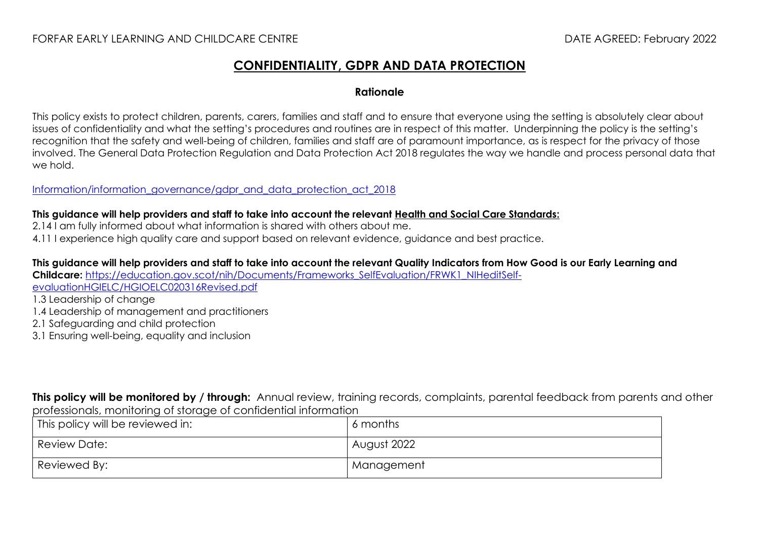FORFAR EARLY LEARNING AND CHILDCARE CENTRE　　　　　　　　　　　　　　　　　　　　　　　　　　　　　　DATE AGREED: February 2022

# CONFIDENTIALITY, GDPR AND DATA PROTECTION

## Rationale

This policy exists to protect children, parents, carers, families and staff and to ensure that everyone using the setting is absolutely clear about issues of confidentiality and what the setting's procedures and routines are in respect of this matter. Underpinning the policy is the setting's recognition that the safety and well-being of children, families and staff are of paramount importance, as is respect for the privacy of those involved. The General Data Protection Regulation and Data Protection Act 2018 regulates the way we handle and process personal data that we hold.

[Information/information_governance/gdpr_and_data_protection_act_2018](Information/information_governance/gdpr_and_data_protection_act_2018)

**This guidance will help providers and staff to take into account the relevant Health and Social Care Standards:**

2.14 I am fully informed about what information is shared with others about me.

4.11 I experience high quality care and support based on relevant evidence, guidance and best practice.

**This guidance will help providers and staff to take into account the relevant Quality Indicators from How Good is our Early Learning and Childcare:** [https://education.gov.scot/nih/Documents/Frameworks_SelfEvaluation/FRWK1_NIHeditSelf-evaluationHGIELC/HGIOELC020316Revised.pdf](https://education.gov.scot/nih/Documents/Frameworks_SelfEvaluation/FRWK1_NIHeditSelf-evaluationHGIELC/HGIOELC020316Revised.pdf)

1.3 Leadership of change

1.4 Leadership of management and practitioners

2.1 Safeguarding and child protection

3.1 Ensuring well-being, equality and inclusion

**This policy will be monitored by / through:** Annual review, training records, complaints, parental feedback from parents and other professionals, monitoring of storage of confidential information

| This policy will be reviewed in: | 6 months |
|---|---|
| Review Date: | August 2022 |
| Reviewed By: | Management |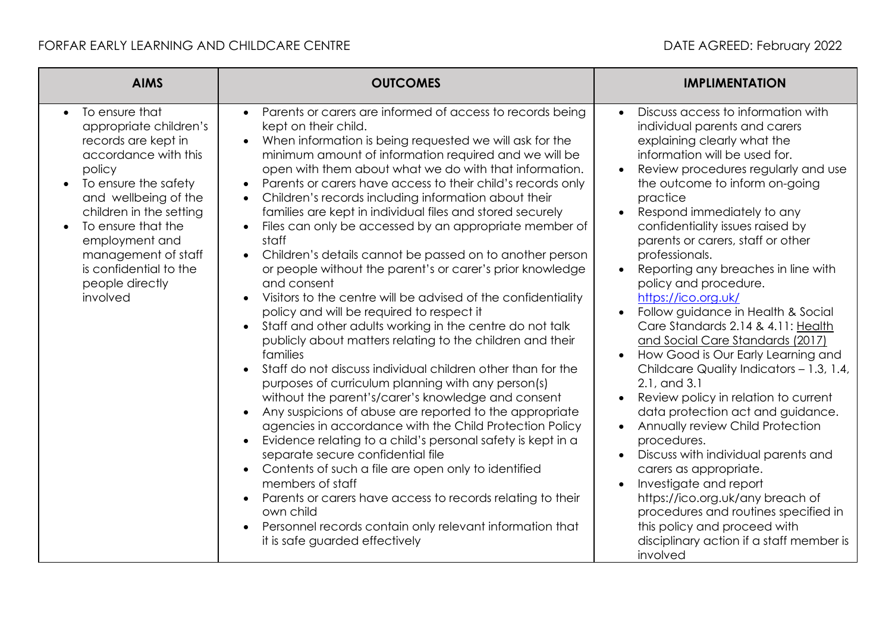| AIMS | OUTCOMES | IMPLIMENTATION |
|---|---|---|
| • To ensure that appropriate children's records are kept in accordance with this policy<br>• To ensure the safety and wellbeing of the children in the setting<br>• To ensure that the employment and management of staff is confidential to the people directly involved | • Parents or carers are informed of access to records being kept on their child.<br>• When information is being requested we will ask for the minimum amount of information required and we will be open with them about what we do with that information.<br>• Parents or carers have access to their child's records only<br>• Children's records including information about their families are kept in individual files and stored securely<br>• Files can only be accessed by an appropriate member of staff<br>• Children's details cannot be passed on to another person or people without the parent's or carer's prior knowledge and consent<br>• Visitors to the centre will be advised of the confidentiality policy and will be required to respect it<br>• Staff and other adults working in the centre do not talk publicly about matters relating to the children and their families<br>• Staff do not discuss individual children other than for the purposes of curriculum planning with any person(s) without the parent's/carer's knowledge and consent<br>• Any suspicions of abuse are reported to the appropriate agencies in accordance with the Child Protection Policy<br>• Evidence relating to a child's personal safety is kept in a separate secure confidential file<br>• Contents of such a file are open only to identified members of staff<br>• Parents or carers have access to records relating to their own child<br>• Personnel records contain only relevant information that it is safe guarded effectively | • Discuss access to information with individual parents and carers explaining clearly what the information will be used for.<br>• Review procedures regularly and use the outcome to inform on-going practice<br>• Respond immediately to any confidentiality issues raised by parents or carers, staff or other professionals.<br>• Reporting any breaches in line with policy and procedure. https://ico.org.uk/<br>• Follow guidance in Health & Social Care Standards 2.14 & 4.11: Health and Social Care Standards (2017)<br>• How Good is Our Early Learning and Childcare Quality Indicators – 1.3, 1.4, 2.1, and 3.1<br>• Review policy in relation to current data protection act and guidance.<br>• Annually review Child Protection procedures.<br>• Discuss with individual parents and carers as appropriate.<br>• Investigate and report https://ico.org.uk/any breach of procedures and routines specified in this policy and proceed with disciplinary action if a staff member is involved |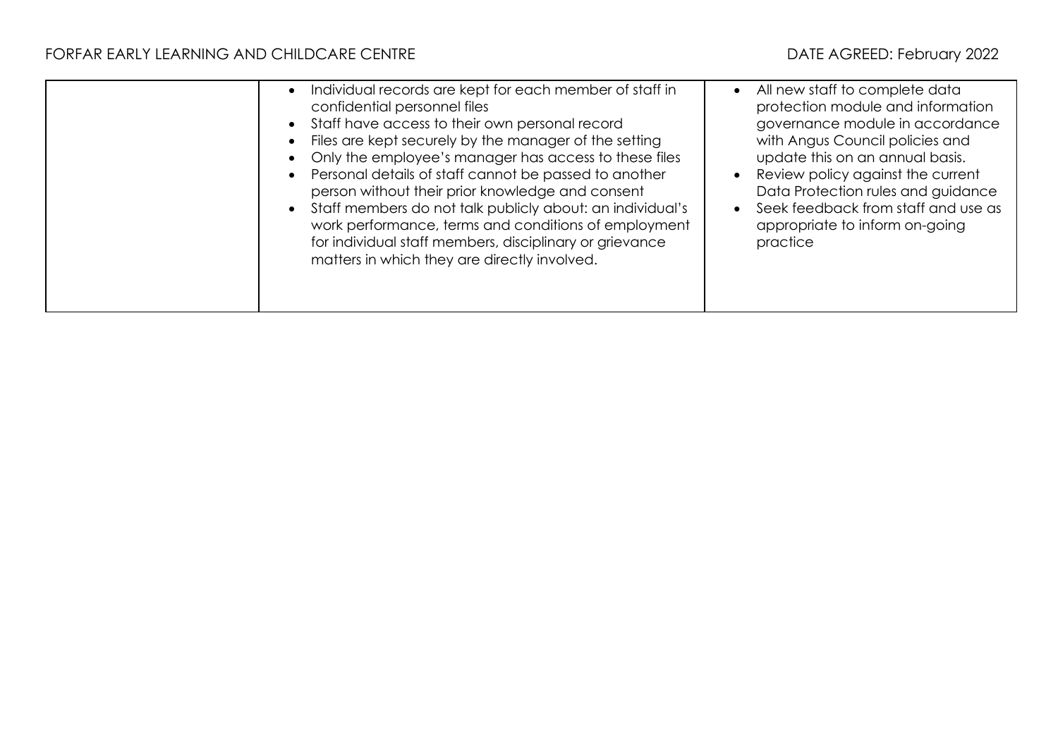| | | |
|---|---|---|
| | • Individual records are kept for each member of staff in confidential personnel files<br>• Staff have access to their own personal record<br>• Files are kept securely by the manager of the setting<br>• Only the employee's manager has access to these files<br>• Personal details of staff cannot be passed to another person without their prior knowledge and consent<br>• Staff members do not talk publicly about: an individual's work performance, terms and conditions of employment for individual staff members, disciplinary or grievance matters in which they are directly involved. | • All new staff to complete data protection module and information governance module in accordance with Angus Council policies and update this on an annual basis.<br>• Review policy against the current Data Protection rules and guidance<br>• Seek feedback from staff and use as appropriate to inform on-going practice |